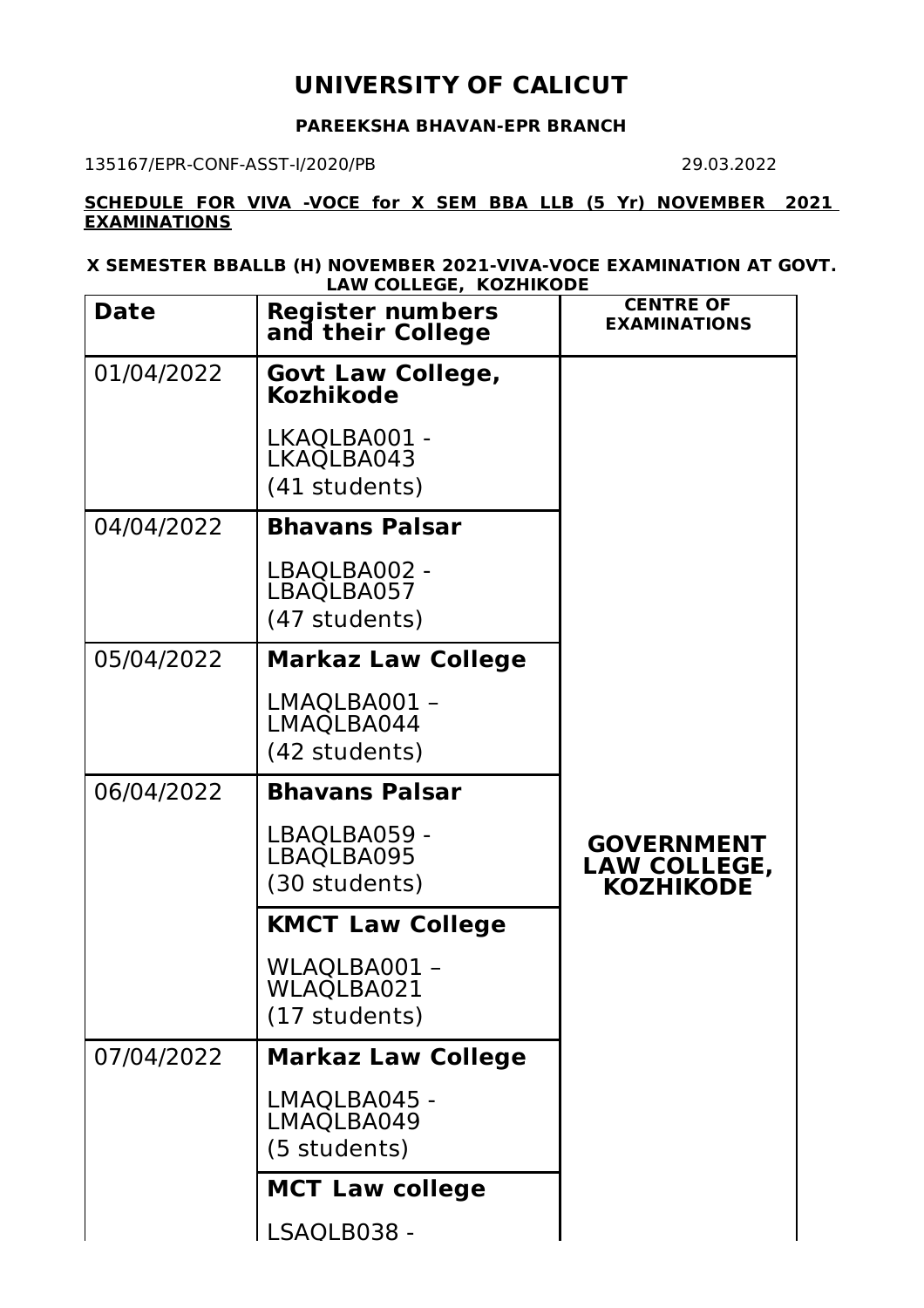# UNIVERSITY OF CALICUT

**PAREEKSHA BHAVAN-EPR BRANCH**

135167/EPR-CONF-ASST-I/2020/PB 29.03.2022

**SCHEDULE FOR VIVA -VOCE for X SEM BBA LLB (5 Yr) NOVEMBER 2021 EXAMINATIONS**

**X SEMESTER BBALLB (H) NOVEMBER 2021-VIVA-VOCE EXAMINATION AT GOVT. LAW COLLEGE, KOZHIKODE**

| Date | Register numbers and their College | CENTRE OF EXAMINATIONS |
|---|---|---|
| 01/04/2022 | **Govt Law College, Kozhikode** LKAQLBA001 - LKAQLBA043 (41 students) | **GOVERNMENT LAW COLLEGE, KOZHIKODE** |
| 04/04/2022 | **Bhavans Palsar** LBAQLBA002 - LBAQLBA057 (47 students) | |
| 05/04/2022 | **Markaz Law College** LMAQLBA001 – LMAQLBA044 (42 students) | |
| 06/04/2022 | **Bhavans Palsar** LBAQLBA059 - LBAQLBA095 (30 students) | |
| | **KMCT Law College** WLAQLBA001 – WLAQLBA021 (17 students) | |
| 07/04/2022 | **Markaz Law College** LMAQLBA045 - LMAQLBA049 (5 students) | |
| | **MCT Law college** LSAQLB038 - | |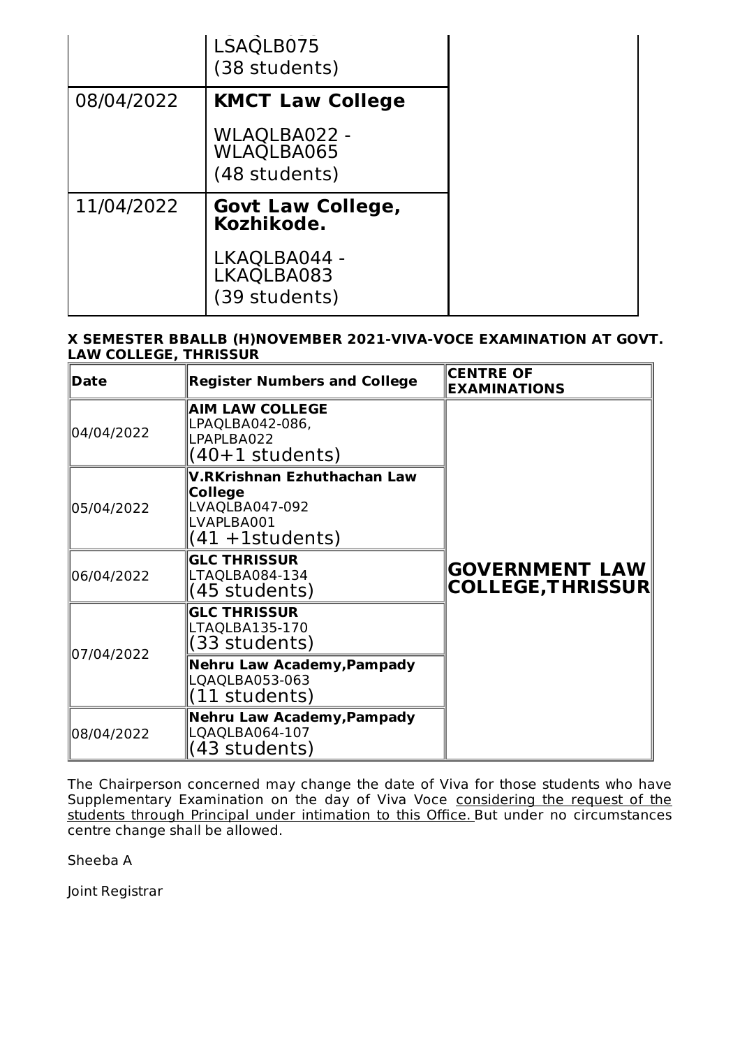| | | |
|---|---|---|
| | LSAQLB075<br>(38 students) | |
| 08/04/2022 | **KMCT Law College**<br>WLAQLBA022 - WLAQLBA065<br>(48 students) | |
| 11/04/2022 | **Govt Law College, Kozhikode.**<br>LKAQLBA044 - LKAQLBA083<br>(39 students) | |

**X SEMESTER BBALLB (H)NOVEMBER 2021-VIVA-VOCE EXAMINATION AT GOVT. LAW COLLEGE, THRISSUR**

| Date | Register Numbers and College | CENTRE OF EXAMINATIONS |
|---|---|---|
| 04/04/2022 | **AIM LAW COLLEGE**<br>LPAQLBA042-086,<br>LPAPLBA022<br>(40+1 students) | **GOVERNMENT LAW COLLEGE,THRISSUR** |
| 05/04/2022 | **V.RKrishnan Ezhuthachan Law College**<br>LVAQLBA047-092<br>LVAPLBA001<br>(41 +1students) | |
| 06/04/2022 | **GLC THRISSUR**<br>LTAQLBA084-134<br>(45 students) | |
| 07/04/2022 | **GLC THRISSUR**<br>LTAQLBA135-170<br>(33 students) | |
| | **Nehru Law Academy,Pampady**<br>LQAQLBA053-063<br>(11 students) | |
| 08/04/2022 | **Nehru Law Academy,Pampady**<br>LQAQLBA064-107<br>(43 students) | |

The Chairperson concerned may change the date of Viva for those students who have Supplementary Examination on the day of Viva Voce considering the request of the students through Principal under intimation to this Office. But under no circumstances centre change shall be allowed.

Sheeba A

Joint Registrar